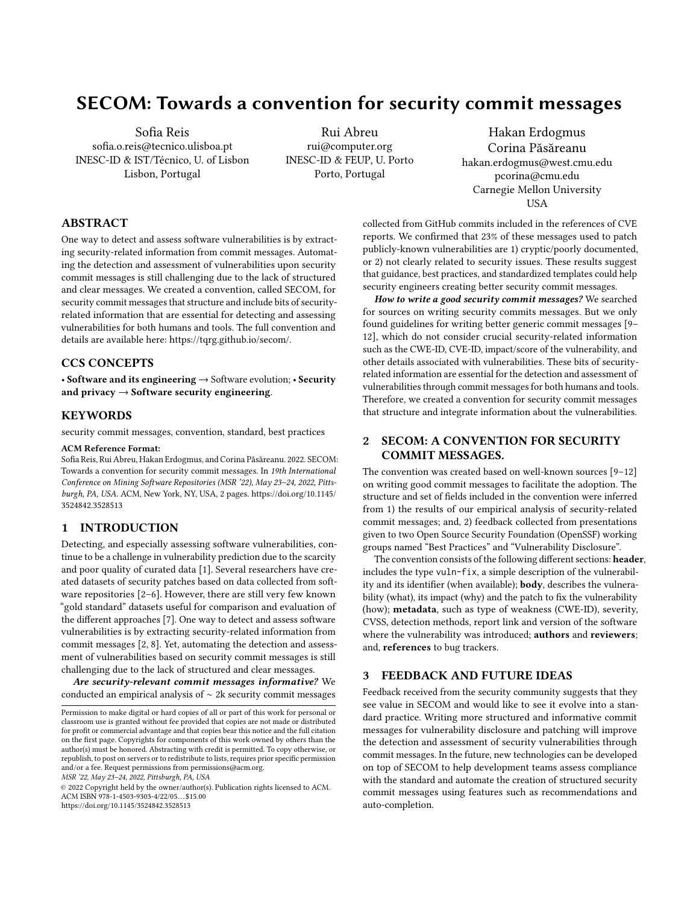# SECOM: Towards a convention for security commit messages

Sofia Reis
sofia.o.reis@tecnico.ulisboa.pt
INESC-ID & IST/Técnico, U. of Lisbon
Lisbon, Portugal

Rui Abreu
rui@computer.org
INESC-ID & FEUP, U. Porto
Porto, Portugal

Hakan Erdogmus
Corina Păsăreanu
hakan.erdogmus@west.cmu.edu
pcorina@cmu.edu
Carnegie Mellon University
USA

## ABSTRACT

One way to detect and assess software vulnerabilities is by extracting security-related information from commit messages. Automating the detection and assessment of vulnerabilities upon security commit messages is still challenging due to the lack of structured and clear messages. We created a convention, called SECOM, for security commit messages that structure and include bits of security-related information that are essential for detecting and assessing vulnerabilities for both humans and tools. The full convention and details are available here: https://tqrg.github.io/secom/.

## CCS CONCEPTS

• **Software and its engineering** → Software evolution; • **Security and privacy** → **Software security engineering**.

## KEYWORDS

security commit messages, convention, standard, best practices

**ACM Reference Format:**
Sofia Reis, Rui Abreu, Hakan Erdogmus, and Corina Păsăreanu. 2022. SECOM: Towards a convention for security commit messages. In *19th International Conference on Mining Software Repositories (MSR '22), May 23–24, 2022, Pittsburgh, PA, USA.* ACM, New York, NY, USA, 2 pages. https://doi.org/10.1145/3524842.3528513

Permission to make digital or hard copies of all or part of this work for personal or classroom use is granted without fee provided that copies are not made or distributed for profit or commercial advantage and that copies bear this notice and the full citation on the first page. Copyrights for components of this work owned by others than the author(s) must be honored. Abstracting with credit is permitted. To copy otherwise, or republish, to post on servers or to redistribute to lists, requires prior specific permission and/or a fee. Request permissions from permissions@acm.org.
*MSR '22, May 23–24, 2022, Pittsburgh, PA, USA*
© 2022 Copyright held by the owner/author(s). Publication rights licensed to ACM.
ACM ISBN 978-1-4503-9303-4/22/05...$15.00
https://doi.org/10.1145/3524842.3528513

## 1 INTRODUCTION

Detecting, and especially assessing software vulnerabilities, continue to be a challenge in vulnerability prediction due to the scarcity and poor quality of curated data [1]. Several researchers have created datasets of security patches based on data collected from software repositories [2–6]. However, there are still very few known "gold standard" datasets useful for comparison and evaluation of the different approaches [7]. One way to detect and assess software vulnerabilities is by extracting security-related information from commit messages [2, 8]. Yet, automating the detection and assessment of vulnerabilities based on security commit messages is still challenging due to the lack of structured and clear messages.

***Are security-relevant commit messages informative?*** We conducted an empirical analysis of ∼ 2k security commit messages collected from GitHub commits included in the references of CVE reports. We confirmed that 23% of these messages used to patch publicly-known vulnerabilities are 1) cryptic/poorly documented, or 2) not clearly related to security issues. These results suggest that guidance, best practices, and standardized templates could help security engineers creating better security commit messages.

***How to write a good security commit messages?*** We searched for sources on writing security commits messages. But we only found guidelines for writing better generic commit messages [9–12], which do not consider crucial security-related information such as the CWE-ID, CVE-ID, impact/score of the vulnerability, and other details associated with vulnerabilities. These bits of security-related information are essential for the detection and assessment of vulnerabilities through commit messages for both humans and tools. Therefore, we created a convention for security commit messages that structure and integrate information about the vulnerabilities.

## 2 SECOM: A CONVENTION FOR SECURITY COMMIT MESSAGES.

The convention was created based on well-known sources [9–12] on writing good commit messages to facilitate the adoption. The structure and set of fields included in the convention were inferred from 1) the results of our empirical analysis of security-related commit messages; and, 2) feedback collected from presentations given to two Open Source Security Foundation (OpenSSF) working groups named "Best Practices" and "Vulnerability Disclosure".

The convention consists of the following different sections: **header**, includes the type `vuln-fix`, a simple description of the vulnerability and its identifier (when available); **body**, describes the vulnerability (what), its impact (why) and the patch to fix the vulnerability (how); **metadata**, such as type of weakness (CWE-ID), severity, CVSS, detection methods, report link and version of the software where the vulnerability was introduced; **authors** and **reviewers**; and, **references** to bug trackers.

## 3 FEEDBACK AND FUTURE IDEAS

Feedback received from the security community suggests that they see value in SECOM and would like to see it evolve into a standard practice. Writing more structured and informative commit messages for vulnerability disclosure and patching will improve the detection and assessment of security vulnerabilities through commit messages. In the future, new technologies can be developed on top of SECOM to help development teams assess compliance with the standard and automate the creation of structured security commit messages using features such as recommendations and auto-completion.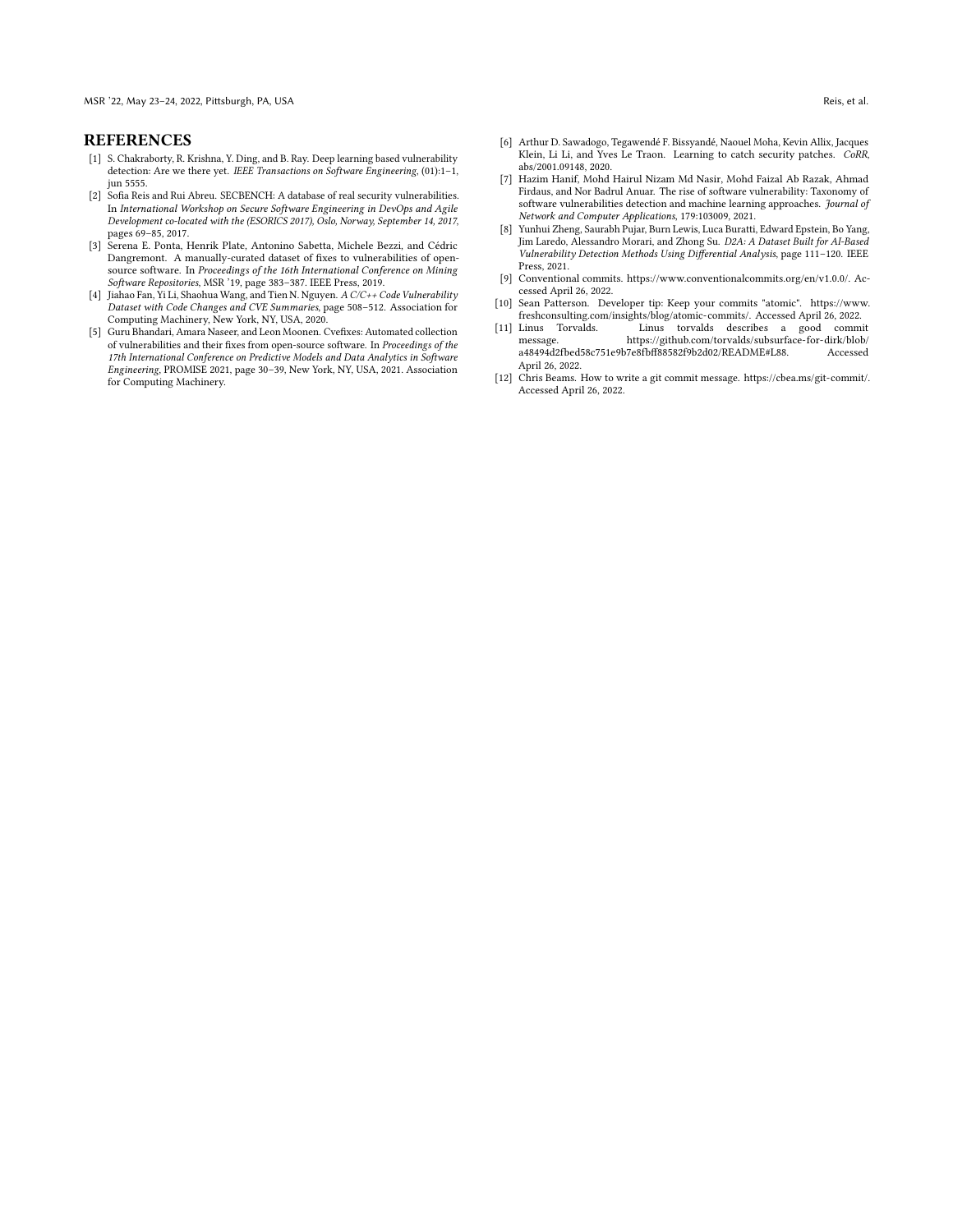# REFERENCES

[1] S. Chakraborty, R. Krishna, Y. Ding, and B. Ray. Deep learning based vulnerability detection: Are we there yet. *IEEE Transactions on Software Engineering*, (01):1–1, jun 5555.

[2] Sofia Reis and Rui Abreu. SECBENCH: A database of real security vulnerabilities. In *International Workshop on Secure Software Engineering in DevOps and Agile Development co-located with the (ESORICS 2017), Oslo, Norway, September 14, 2017*, pages 69–85, 2017.

[3] Serena E. Ponta, Henrik Plate, Antonino Sabetta, Michele Bezzi, and Cédric Dangremont. A manually-curated dataset of fixes to vulnerabilities of open-source software. In *Proceedings of the 16th International Conference on Mining Software Repositories*, MSR '19, page 383–387. IEEE Press, 2019.

[4] Jiahao Fan, Yi Li, Shaohua Wang, and Tien N. Nguyen. *A C/C++ Code Vulnerability Dataset with Code Changes and CVE Summaries*, page 508–512. Association for Computing Machinery, New York, NY, USA, 2020.

[5] Guru Bhandari, Amara Naseer, and Leon Moonen. Cvefixes: Automated collection of vulnerabilities and their fixes from open-source software. In *Proceedings of the 17th International Conference on Predictive Models and Data Analytics in Software Engineering*, PROMISE 2021, page 30–39, New York, NY, USA, 2021. Association for Computing Machinery.

[6] Arthur D. Sawadogo, Tegawendé F. Bissyandé, Naouel Moha, Kevin Allix, Jacques Klein, Li Li, and Yves Le Traon. Learning to catch security patches. *CoRR*, abs/2001.09148, 2020.

[7] Hazim Hanif, Mohd Hairul Nizam Md Nasir, Mohd Faizal Ab Razak, Ahmad Firdaus, and Nor Badrul Anuar. The rise of software vulnerability: Taxonomy of software vulnerabilities detection and machine learning approaches. *Journal of Network and Computer Applications*, 179:103009, 2021.

[8] Yunhui Zheng, Saurabh Pujar, Burn Lewis, Luca Buratti, Edward Epstein, Bo Yang, Jim Laredo, Alessandro Morari, and Zhong Su. *D2A: A Dataset Built for AI-Based Vulnerability Detection Methods Using Differential Analysis*, page 111–120. IEEE Press, 2021.

[9] Conventional commits. https://www.conventionalcommits.org/en/v1.0.0/. Accessed April 26, 2022.

[10] Sean Patterson. Developer tip: Keep your commits "atomic". https://www.freshconsulting.com/insights/blog/atomic-commits/. Accessed April 26, 2022.

[11] Linus Torvalds. Linus torvalds describes a good commit message. https://github.com/torvalds/subsurface-for-dirk/blob/a48494d2fbed58c751e9b7e8fbff88582f9b2d02/README#L88. Accessed April 26, 2022.

[12] Chris Beams. How to write a git commit message. https://cbea.ms/git-commit/. Accessed April 26, 2022.